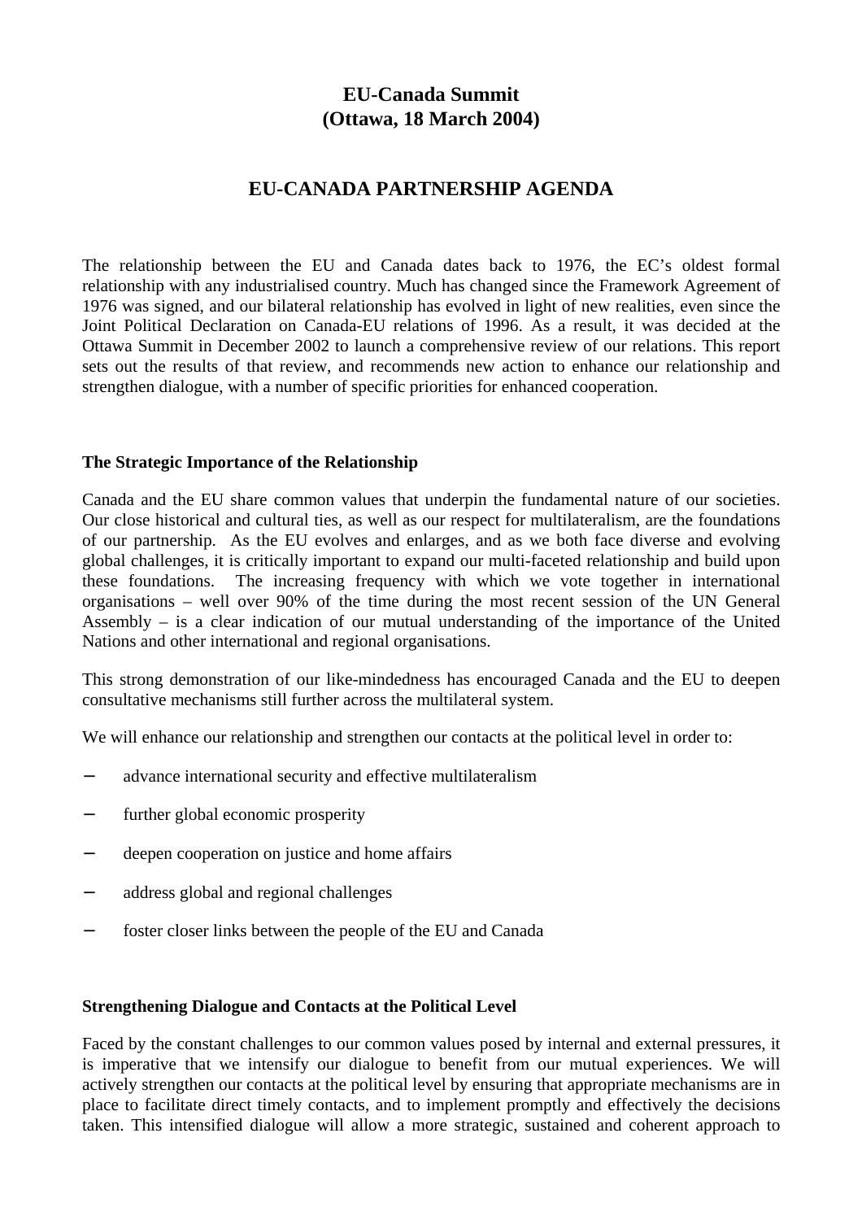# EU-Canada Summit
# (Ottawa, 18 March 2004)

## EU-CANADA PARTNERSHIP AGENDA

The relationship between the EU and Canada dates back to 1976, the EC's oldest formal relationship with any industrialised country. Much has changed since the Framework Agreement of 1976 was signed, and our bilateral relationship has evolved in light of new realities, even since the Joint Political Declaration on Canada-EU relations of 1996. As a result, it was decided at the Ottawa Summit in December 2002 to launch a comprehensive review of our relations. This report sets out the results of that review, and recommends new action to enhance our relationship and strengthen dialogue, with a number of specific priorities for enhanced cooperation.

### The Strategic Importance of the Relationship

Canada and the EU share common values that underpin the fundamental nature of our societies. Our close historical and cultural ties, as well as our respect for multilateralism, are the foundations of our partnership. As the EU evolves and enlarges, and as we both face diverse and evolving global challenges, it is critically important to expand our multi-faceted relationship and build upon these foundations. The increasing frequency with which we vote together in international organisations – well over 90% of the time during the most recent session of the UN General Assembly – is a clear indication of our mutual understanding of the importance of the United Nations and other international and regional organisations.

This strong demonstration of our like-mindedness has encouraged Canada and the EU to deepen consultative mechanisms still further across the multilateral system.

We will enhance our relationship and strengthen our contacts at the political level in order to:

- advance international security and effective multilateralism
- further global economic prosperity
- deepen cooperation on justice and home affairs
- address global and regional challenges
- foster closer links between the people of the EU and Canada

### Strengthening Dialogue and Contacts at the Political Level

Faced by the constant challenges to our common values posed by internal and external pressures, it is imperative that we intensify our dialogue to benefit from our mutual experiences. We will actively strengthen our contacts at the political level by ensuring that appropriate mechanisms are in place to facilitate direct timely contacts, and to implement promptly and effectively the decisions taken. This intensified dialogue will allow a more strategic, sustained and coherent approach to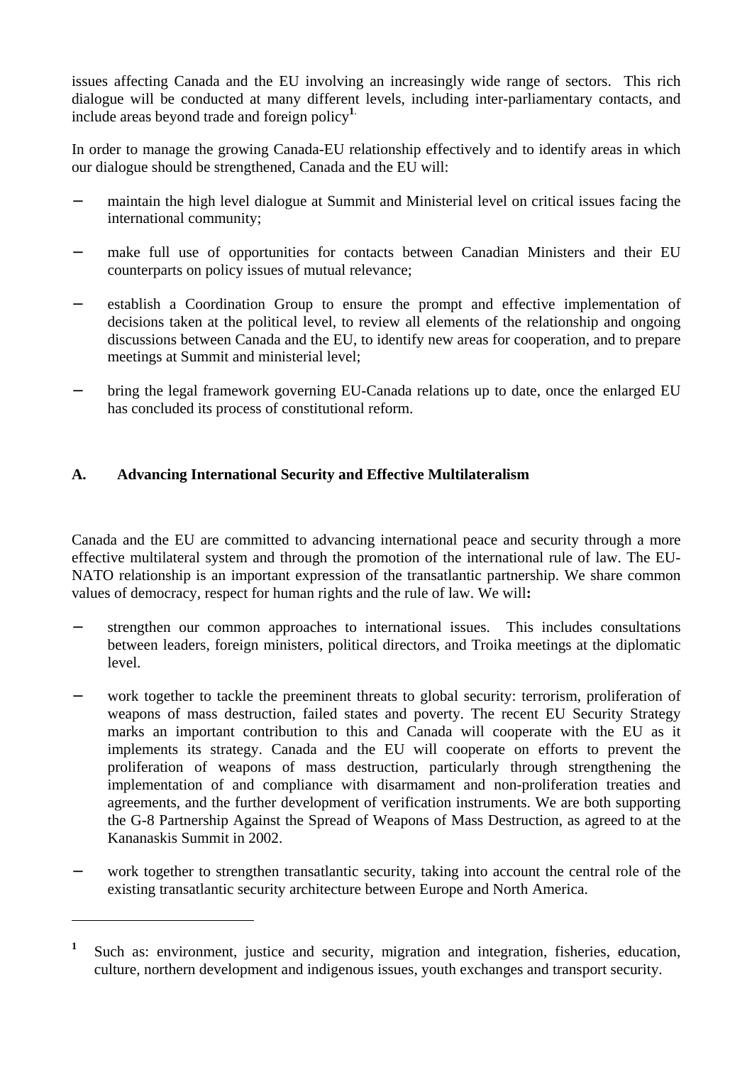issues affecting Canada and the EU involving an increasingly wide range of sectors. This rich dialogue will be conducted at many different levels, including inter-parliamentary contacts, and include areas beyond trade and foreign policy[1].

In order to manage the growing Canada-EU relationship effectively and to identify areas in which our dialogue should be strengthened, Canada and the EU will:

- maintain the high level dialogue at Summit and Ministerial level on critical issues facing the international community;
- make full use of opportunities for contacts between Canadian Ministers and their EU counterparts on policy issues of mutual relevance;
- establish a Coordination Group to ensure the prompt and effective implementation of decisions taken at the political level, to review all elements of the relationship and ongoing discussions between Canada and the EU, to identify new areas for cooperation, and to prepare meetings at Summit and ministerial level;
- bring the legal framework governing EU-Canada relations up to date, once the enlarged EU has concluded its process of constitutional reform.

## A. Advancing International Security and Effective Multilateralism

Canada and the EU are committed to advancing international peace and security through a more effective multilateral system and through the promotion of the international rule of law. The EU-NATO relationship is an important expression of the transatlantic partnership. We share common values of democracy, respect for human rights and the rule of law. We will**:**

- strengthen our common approaches to international issues. This includes consultations between leaders, foreign ministers, political directors, and Troika meetings at the diplomatic level.
- work together to tackle the preeminent threats to global security: terrorism, proliferation of weapons of mass destruction, failed states and poverty. The recent EU Security Strategy marks an important contribution to this and Canada will cooperate with the EU as it implements its strategy. Canada and the EU will cooperate on efforts to prevent the proliferation of weapons of mass destruction, particularly through strengthening the implementation of and compliance with disarmament and non-proliferation treaties and agreements, and the further development of verification instruments. We are both supporting the G-8 Partnership Against the Spread of Weapons of Mass Destruction, as agreed to at the Kananaskis Summit in 2002.
- work together to strengthen transatlantic security, taking into account the central role of the existing transatlantic security architecture between Europe and North America.

---

[1] Such as: environment, justice and security, migration and integration, fisheries, education, culture, northern development and indigenous issues, youth exchanges and transport security.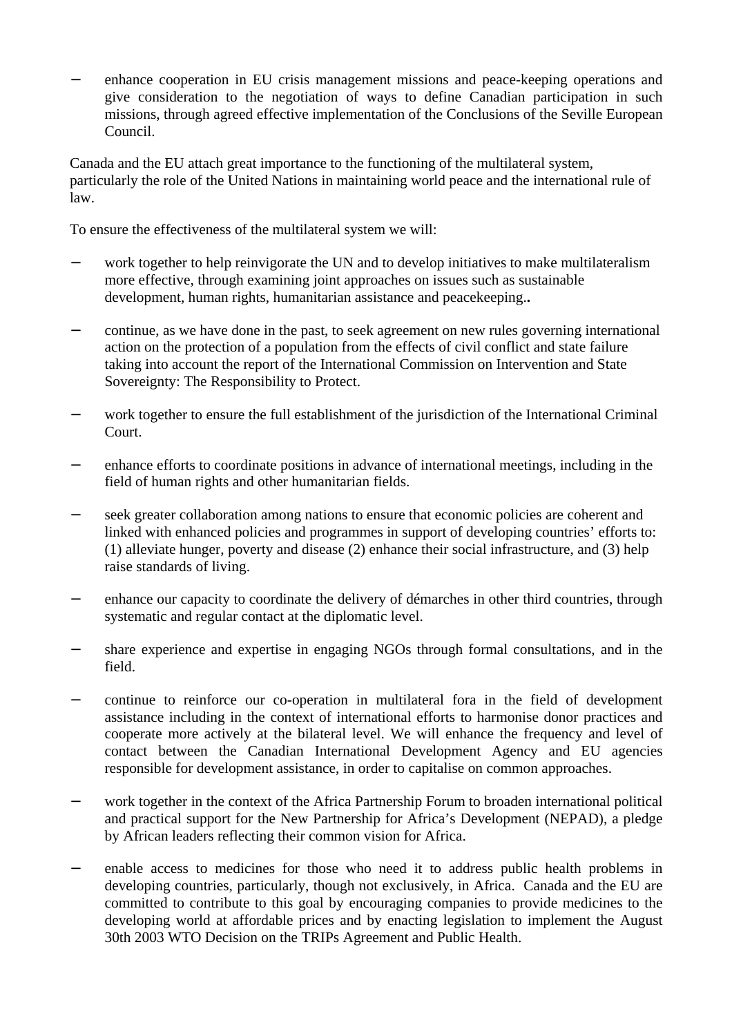- enhance cooperation in EU crisis management missions and peace-keeping operations and give consideration to the negotiation of ways to define Canadian participation in such missions, through agreed effective implementation of the Conclusions of the Seville European Council.

Canada and the EU attach great importance to the functioning of the multilateral system, particularly the role of the United Nations in maintaining world peace and the international rule of law.

To ensure the effectiveness of the multilateral system we will:

- work together to help reinvigorate the UN and to develop initiatives to make multilateralism more effective, through examining joint approaches on issues such as sustainable development, human rights, humanitarian assistance and peacekeeping..

- continue, as we have done in the past, to seek agreement on new rules governing international action on the protection of a population from the effects of civil conflict and state failure taking into account the report of the International Commission on Intervention and State Sovereignty: The Responsibility to Protect.

- work together to ensure the full establishment of the jurisdiction of the International Criminal Court.

- enhance efforts to coordinate positions in advance of international meetings, including in the field of human rights and other humanitarian fields.

- seek greater collaboration among nations to ensure that economic policies are coherent and linked with enhanced policies and programmes in support of developing countries' efforts to: (1) alleviate hunger, poverty and disease (2) enhance their social infrastructure, and (3) help raise standards of living.

- enhance our capacity to coordinate the delivery of démarches in other third countries, through systematic and regular contact at the diplomatic level.

- share experience and expertise in engaging NGOs through formal consultations, and in the field.

- continue to reinforce our co-operation in multilateral fora in the field of development assistance including in the context of international efforts to harmonise donor practices and cooperate more actively at the bilateral level. We will enhance the frequency and level of contact between the Canadian International Development Agency and EU agencies responsible for development assistance, in order to capitalise on common approaches.

- work together in the context of the Africa Partnership Forum to broaden international political and practical support for the New Partnership for Africa's Development (NEPAD), a pledge by African leaders reflecting their common vision for Africa.

- enable access to medicines for those who need it to address public health problems in developing countries, particularly, though not exclusively, in Africa. Canada and the EU are committed to contribute to this goal by encouraging companies to provide medicines to the developing world at affordable prices and by enacting legislation to implement the August 30th 2003 WTO Decision on the TRIPs Agreement and Public Health.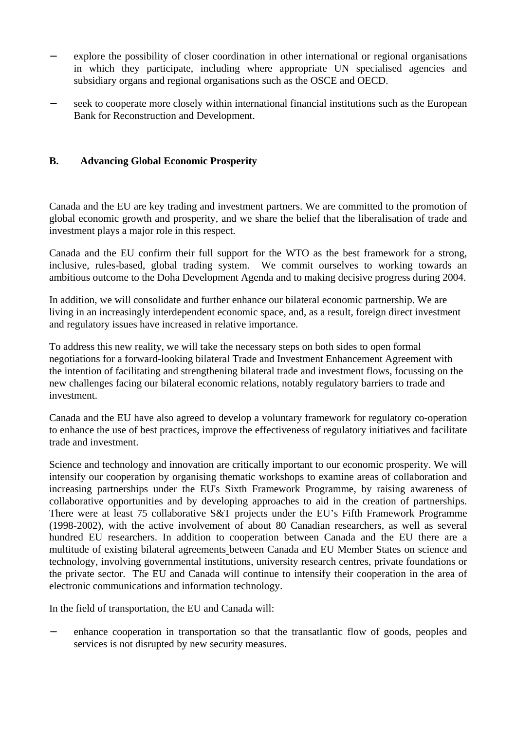- explore the possibility of closer coordination in other international or regional organisations in which they participate, including where appropriate UN specialised agencies and subsidiary organs and regional organisations such as the OSCE and OECD.

- seek to cooperate more closely within international financial institutions such as the European Bank for Reconstruction and Development.

## B. Advancing Global Economic Prosperity

Canada and the EU are key trading and investment partners. We are committed to the promotion of global economic growth and prosperity, and we share the belief that the liberalisation of trade and investment plays a major role in this respect.

Canada and the EU confirm their full support for the WTO as the best framework for a strong, inclusive, rules-based, global trading system. We commit ourselves to working towards an ambitious outcome to the Doha Development Agenda and to making decisive progress during 2004.

In addition, we will consolidate and further enhance our bilateral economic partnership. We are living in an increasingly interdependent economic space, and, as a result, foreign direct investment and regulatory issues have increased in relative importance.

To address this new reality, we will take the necessary steps on both sides to open formal negotiations for a forward-looking bilateral Trade and Investment Enhancement Agreement with the intention of facilitating and strengthening bilateral trade and investment flows, focussing on the new challenges facing our bilateral economic relations, notably regulatory barriers to trade and investment.

Canada and the EU have also agreed to develop a voluntary framework for regulatory co-operation to enhance the use of best practices, improve the effectiveness of regulatory initiatives and facilitate trade and investment.

Science and technology and innovation are critically important to our economic prosperity. We will intensify our cooperation by organising thematic workshops to examine areas of collaboration and increasing partnerships under the EU's Sixth Framework Programme, by raising awareness of collaborative opportunities and by developing approaches to aid in the creation of partnerships. There were at least 75 collaborative S&T projects under the EU's Fifth Framework Programme (1998-2002), with the active involvement of about 80 Canadian researchers, as well as several hundred EU researchers. In addition to cooperation between Canada and the EU there are a multitude of existing bilateral agreements between Canada and EU Member States on science and technology, involving governmental institutions, university research centres, private foundations or the private sector. The EU and Canada will continue to intensify their cooperation in the area of electronic communications and information technology.

In the field of transportation, the EU and Canada will:

- enhance cooperation in transportation so that the transatlantic flow of goods, peoples and services is not disrupted by new security measures.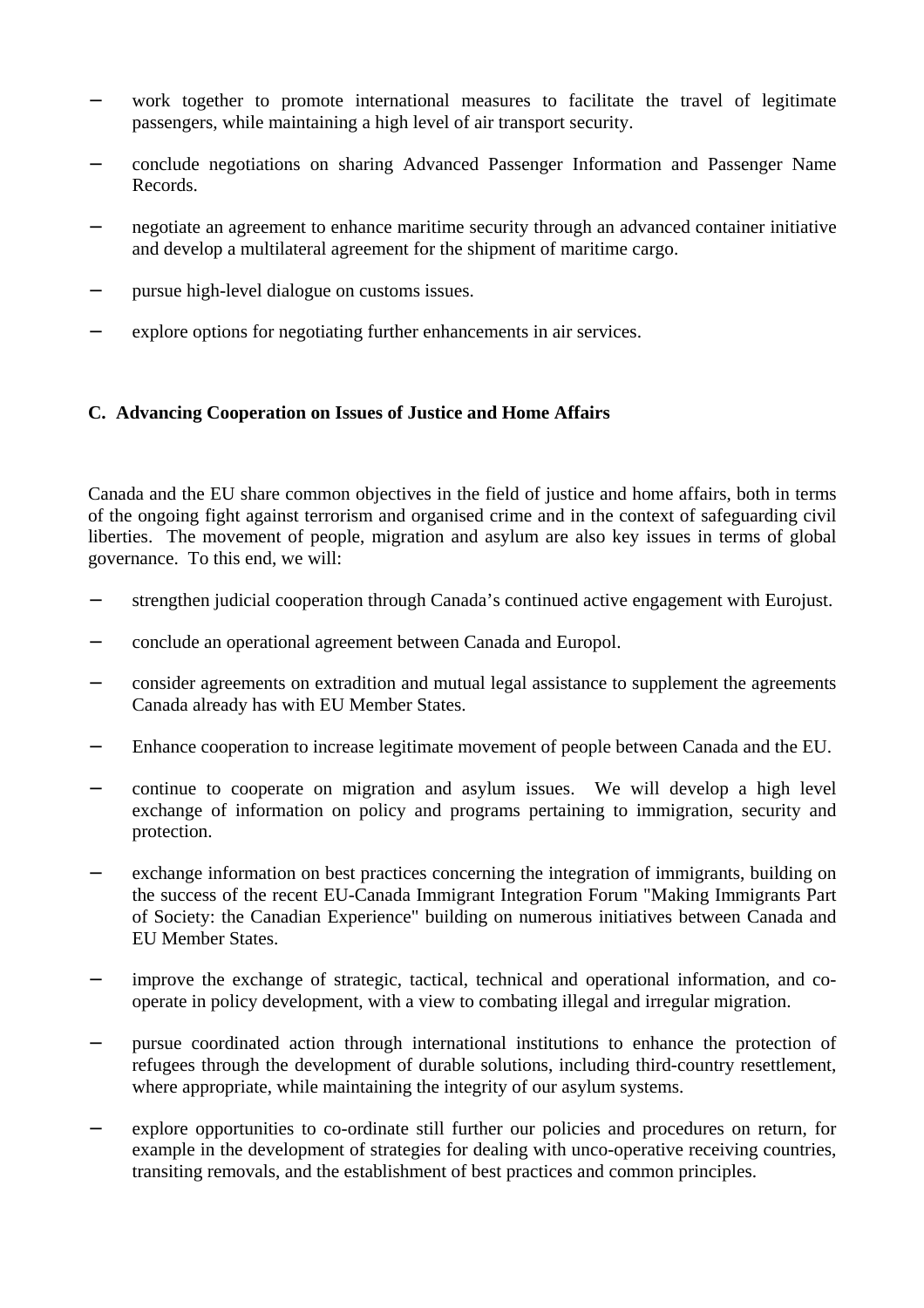- work together to promote international measures to facilitate the travel of legitimate passengers, while maintaining a high level of air transport security.

- conclude negotiations on sharing Advanced Passenger Information and Passenger Name Records.

- negotiate an agreement to enhance maritime security through an advanced container initiative and develop a multilateral agreement for the shipment of maritime cargo.

- pursue high-level dialogue on customs issues.

- explore options for negotiating further enhancements in air services.

### C. Advancing Cooperation on Issues of Justice and Home Affairs

Canada and the EU share common objectives in the field of justice and home affairs, both in terms of the ongoing fight against terrorism and organised crime and in the context of safeguarding civil liberties. The movement of people, migration and asylum are also key issues in terms of global governance. To this end, we will:

- strengthen judicial cooperation through Canada's continued active engagement with Eurojust.

- conclude an operational agreement between Canada and Europol.

- consider agreements on extradition and mutual legal assistance to supplement the agreements Canada already has with EU Member States.

- Enhance cooperation to increase legitimate movement of people between Canada and the EU.

- continue to cooperate on migration and asylum issues. We will develop a high level exchange of information on policy and programs pertaining to immigration, security and protection.

- exchange information on best practices concerning the integration of immigrants, building on the success of the recent EU-Canada Immigrant Integration Forum "Making Immigrants Part of Society: the Canadian Experience" building on numerous initiatives between Canada and EU Member States.

- improve the exchange of strategic, tactical, technical and operational information, and co-operate in policy development, with a view to combating illegal and irregular migration.

- pursue coordinated action through international institutions to enhance the protection of refugees through the development of durable solutions, including third-country resettlement, where appropriate, while maintaining the integrity of our asylum systems.

- explore opportunities to co-ordinate still further our policies and procedures on return, for example in the development of strategies for dealing with unco-operative receiving countries, transiting removals, and the establishment of best practices and common principles.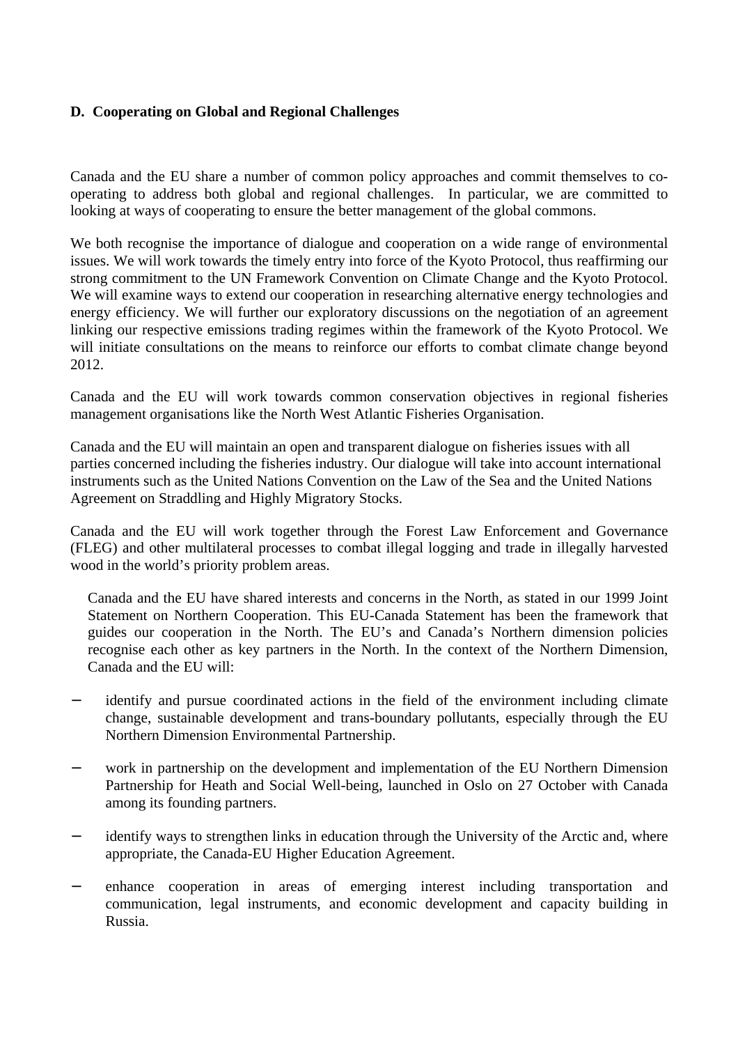**D. Cooperating on Global and Regional Challenges**

Canada and the EU share a number of common policy approaches and commit themselves to co-operating to address both global and regional challenges. In particular, we are committed to looking at ways of cooperating to ensure the better management of the global commons.

We both recognise the importance of dialogue and cooperation on a wide range of environmental issues. We will work towards the timely entry into force of the Kyoto Protocol, thus reaffirming our strong commitment to the UN Framework Convention on Climate Change and the Kyoto Protocol. We will examine ways to extend our cooperation in researching alternative energy technologies and energy efficiency. We will further our exploratory discussions on the negotiation of an agreement linking our respective emissions trading regimes within the framework of the Kyoto Protocol. We will initiate consultations on the means to reinforce our efforts to combat climate change beyond 2012.

Canada and the EU will work towards common conservation objectives in regional fisheries management organisations like the North West Atlantic Fisheries Organisation.

Canada and the EU will maintain an open and transparent dialogue on fisheries issues with all parties concerned including the fisheries industry. Our dialogue will take into account international instruments such as the United Nations Convention on the Law of the Sea and the United Nations Agreement on Straddling and Highly Migratory Stocks.

Canada and the EU will work together through the Forest Law Enforcement and Governance (FLEG) and other multilateral processes to combat illegal logging and trade in illegally harvested wood in the world's priority problem areas.

Canada and the EU have shared interests and concerns in the North, as stated in our 1999 Joint Statement on Northern Cooperation. This EU-Canada Statement has been the framework that guides our cooperation in the North. The EU's and Canada's Northern dimension policies recognise each other as key partners in the North. In the context of the Northern Dimension, Canada and the EU will:

- identify and pursue coordinated actions in the field of the environment including climate change, sustainable development and trans-boundary pollutants, especially through the EU Northern Dimension Environmental Partnership.
- work in partnership on the development and implementation of the EU Northern Dimension Partnership for Heath and Social Well-being, launched in Oslo on 27 October with Canada among its founding partners.
- identify ways to strengthen links in education through the University of the Arctic and, where appropriate, the Canada-EU Higher Education Agreement.
- enhance cooperation in areas of emerging interest including transportation and communication, legal instruments, and economic development and capacity building in Russia.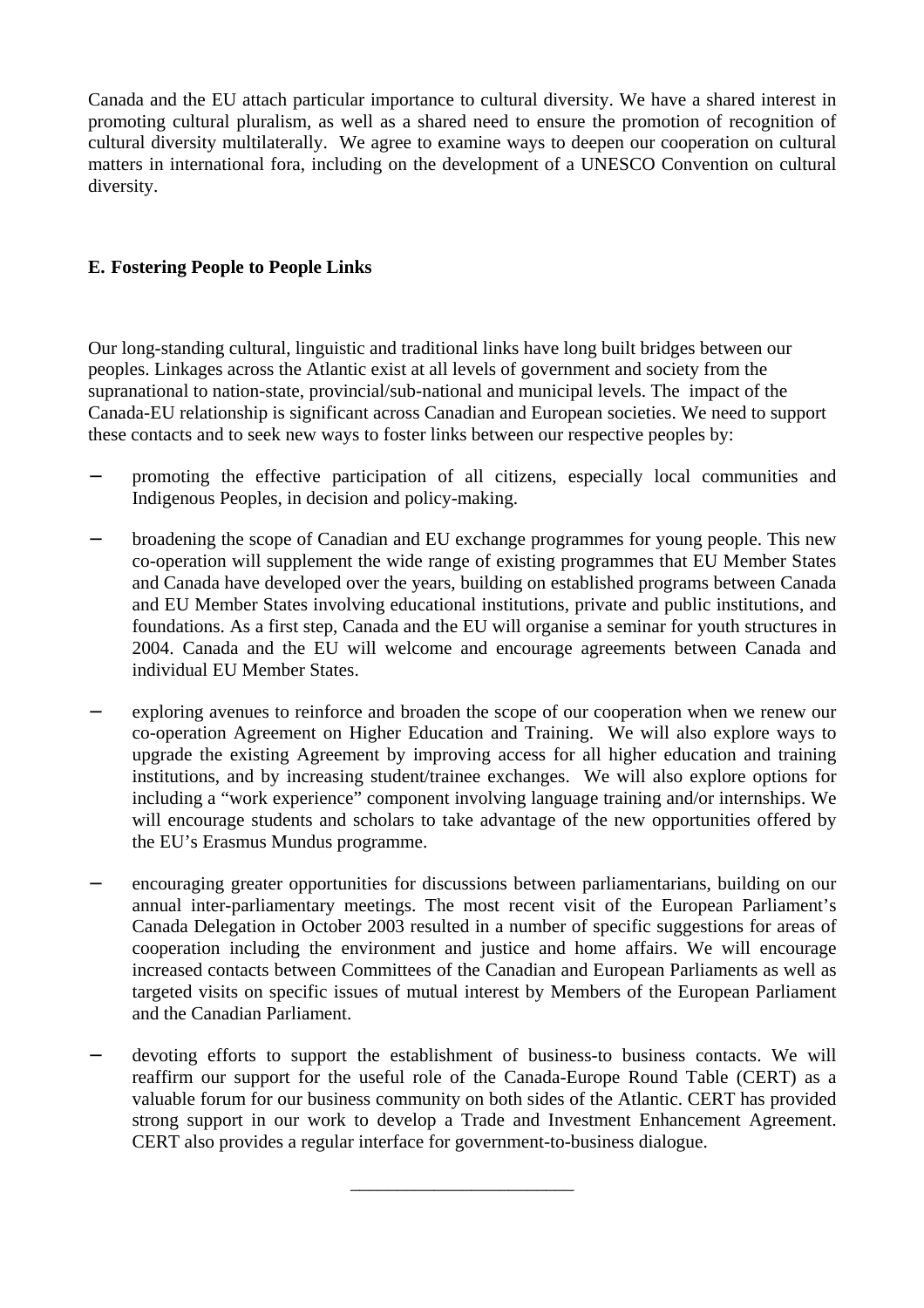Canada and the EU attach particular importance to cultural diversity. We have a shared interest in promoting cultural pluralism, as well as a shared need to ensure the promotion of recognition of cultural diversity multilaterally. We agree to examine ways to deepen our cooperation on cultural matters in international fora, including on the development of a UNESCO Convention on cultural diversity.

### E. Fostering People to People Links

Our long-standing cultural, linguistic and traditional links have long built bridges between our peoples. Linkages across the Atlantic exist at all levels of government and society from the supranational to nation-state, provincial/sub-national and municipal levels. The impact of the Canada-EU relationship is significant across Canadian and European societies. We need to support these contacts and to seek new ways to foster links between our respective peoples by:

- promoting the effective participation of all citizens, especially local communities and Indigenous Peoples, in decision and policy-making.

- broadening the scope of Canadian and EU exchange programmes for young people. This new co-operation will supplement the wide range of existing programmes that EU Member States and Canada have developed over the years, building on established programs between Canada and EU Member States involving educational institutions, private and public institutions, and foundations. As a first step, Canada and the EU will organise a seminar for youth structures in 2004. Canada and the EU will welcome and encourage agreements between Canada and individual EU Member States.

- exploring avenues to reinforce and broaden the scope of our cooperation when we renew our co-operation Agreement on Higher Education and Training. We will also explore ways to upgrade the existing Agreement by improving access for all higher education and training institutions, and by increasing student/trainee exchanges. We will also explore options for including a "work experience" component involving language training and/or internships. We will encourage students and scholars to take advantage of the new opportunities offered by the EU's Erasmus Mundus programme.

- encouraging greater opportunities for discussions between parliamentarians, building on our annual inter-parliamentary meetings. The most recent visit of the European Parliament's Canada Delegation in October 2003 resulted in a number of specific suggestions for areas of cooperation including the environment and justice and home affairs. We will encourage increased contacts between Committees of the Canadian and European Parliaments as well as targeted visits on specific issues of mutual interest by Members of the European Parliament and the Canadian Parliament.

- devoting efforts to support the establishment of business-to business contacts. We will reaffirm our support for the useful role of the Canada-Europe Round Table (CERT) as a valuable forum for our business community on both sides of the Atlantic. CERT has provided strong support in our work to develop a Trade and Investment Enhancement Agreement. CERT also provides a regular interface for government-to-business dialogue.

________________________